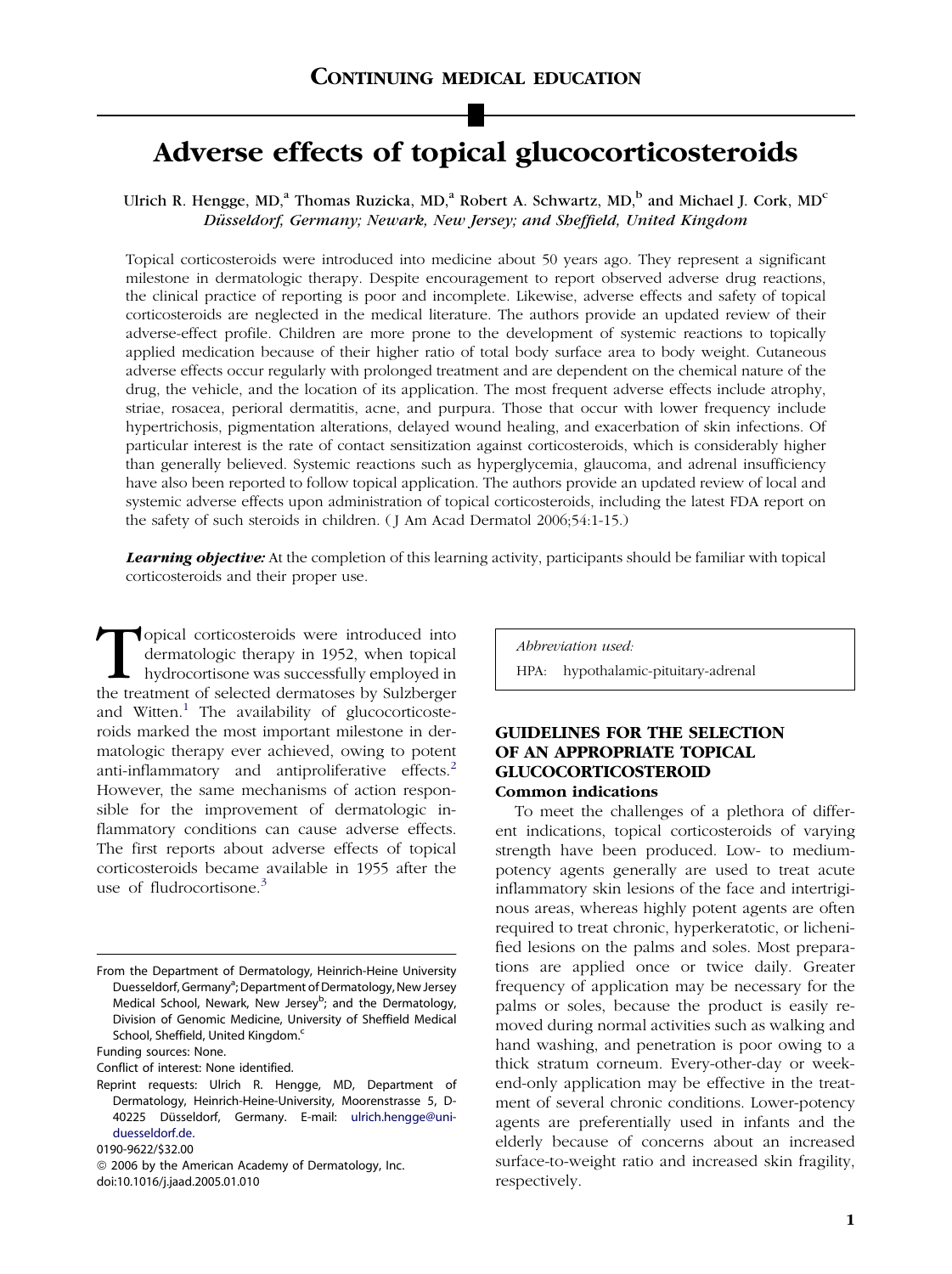CONTINUING MEDICAL EDUCATION

# Adverse effects of topical glucocorticosteroids

Ulrich R. Hengge, MD,[a] Thomas Ruzicka, MD,[a] Robert A. Schwartz, MD,[b] and Michael J. Cork, MD[c]
*Düsseldorf, Germany; Newark, New Jersey; and Sheffield, United Kingdom*

Topical corticosteroids were introduced into medicine about 50 years ago. They represent a significant milestone in dermatologic therapy. Despite encouragement to report observed adverse drug reactions, the clinical practice of reporting is poor and incomplete. Likewise, adverse effects and safety of topical corticosteroids are neglected in the medical literature. The authors provide an updated review of their adverse-effect profile. Children are more prone to the development of systemic reactions to topically applied medication because of their higher ratio of total body surface area to body weight. Cutaneous adverse effects occur regularly with prolonged treatment and are dependent on the chemical nature of the drug, the vehicle, and the location of its application. The most frequent adverse effects include atrophy, striae, rosacea, perioral dermatitis, acne, and purpura. Those that occur with lower frequency include hypertrichosis, pigmentation alterations, delayed wound healing, and exacerbation of skin infections. Of particular interest is the rate of contact sensitization against corticosteroids, which is considerably higher than generally believed. Systemic reactions such as hyperglycemia, glaucoma, and adrenal insufficiency have also been reported to follow topical application. The authors provide an updated review of local and systemic adverse effects upon administration of topical corticosteroids, including the latest FDA report on the safety of such steroids in children. ( J Am Acad Dermatol 2006;54:1-15.)

***Learning objective:*** At the completion of this learning activity, participants should be familiar with topical corticosteroids and their proper use.

Topical corticosteroids were introduced into dermatologic therapy in 1952, when topical hydrocortisone was successfully employed in the treatment of selected dermatoses by Sulzberger and Witten.[1] The availability of glucocorticosteroids marked the most important milestone in dermatologic therapy ever achieved, owing to potent anti-inflammatory and antiproliferative effects.[2] However, the same mechanisms of action responsible for the improvement of dermatologic inflammatory conditions can cause adverse effects. The first reports about adverse effects of topical corticosteroids became available in 1955 after the use of fludrocortisone.[3]

From the Department of Dermatology, Heinrich-Heine University Duesseldorf, Germany[a]; Department of Dermatology, New Jersey Medical School, Newark, New Jersey[b]; and the Dermatology, Division of Genomic Medicine, University of Sheffield Medical School, Sheffield, United Kingdom.[c]

Funding sources: None.

Conflict of interest: None identified.

Reprint requests: Ulrich R. Hengge, MD, Department of Dermatology, Heinrich-Heine-University, Moorenstrasse 5, D-40225 Düsseldorf, Germany. E-mail: ulrich.hengge@uni-duesseldorf.de.

0190-9622/$32.00

© 2006 by the American Academy of Dermatology, Inc.
doi:10.1016/j.jaad.2005.01.010

*Abbreviation used:*

HPA: hypothalamic-pituitary-adrenal

## GUIDELINES FOR THE SELECTION OF AN APPROPRIATE TOPICAL GLUCOCORTICOSTEROID

### Common indications

To meet the challenges of a plethora of different indications, topical corticosteroids of varying strength have been produced. Low- to medium-potency agents generally are used to treat acute inflammatory skin lesions of the face and intertriginous areas, whereas highly potent agents are often required to treat chronic, hyperkeratotic, or lichenified lesions on the palms and soles. Most preparations are applied once or twice daily. Greater frequency of application may be necessary for the palms or soles, because the product is easily removed during normal activities such as walking and hand washing, and penetration is poor owing to a thick stratum corneum. Every-other-day or weekend-only application may be effective in the treatment of several chronic conditions. Lower-potency agents are preferentially used in infants and the elderly because of concerns about an increased surface-to-weight ratio and increased skin fragility, respectively.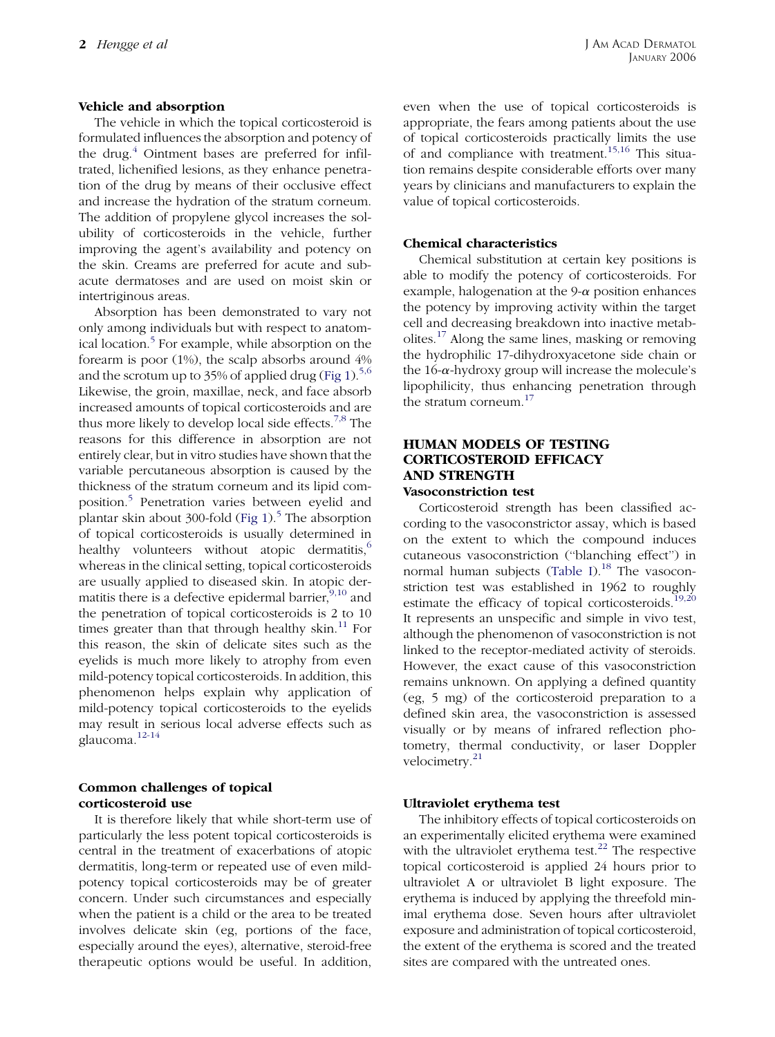### Vehicle and absorption

The vehicle in which the topical corticosteroid is formulated influences the absorption and potency of the drug.[4] Ointment bases are preferred for infiltrated, lichenified lesions, as they enhance penetration of the drug by means of their occlusive effect and increase the hydration of the stratum corneum. The addition of propylene glycol increases the solubility of corticosteroids in the vehicle, further improving the agent's availability and potency on the skin. Creams are preferred for acute and subacute dermatoses and are used on moist skin or intertriginous areas.

Absorption has been demonstrated to vary not only among individuals but with respect to anatomical location.[5] For example, while absorption on the forearm is poor (1%), the scalp absorbs around 4% and the scrotum up to 35% of applied drug (Fig 1).[5,6] Likewise, the groin, maxillae, neck, and face absorb increased amounts of topical corticosteroids and are thus more likely to develop local side effects.[7,8] The reasons for this difference in absorption are not entirely clear, but in vitro studies have shown that the variable percutaneous absorption is caused by the thickness of the stratum corneum and its lipid composition.[5] Penetration varies between eyelid and plantar skin about 300-fold (Fig 1).[5] The absorption of topical corticosteroids is usually determined in healthy volunteers without atopic dermatitis,[6] whereas in the clinical setting, topical corticosteroids are usually applied to diseased skin. In atopic dermatitis there is a defective epidermal barrier,[9,10] and the penetration of topical corticosteroids is 2 to 10 times greater than that through healthy skin.[11] For this reason, the skin of delicate sites such as the eyelids is much more likely to atrophy from even mild-potency topical corticosteroids. In addition, this phenomenon helps explain why application of mild-potency topical corticosteroids to the eyelids may result in serious local adverse effects such as glaucoma.[12-14]

### Common challenges of topical corticosteroid use

It is therefore likely that while short-term use of particularly the less potent topical corticosteroids is central in the treatment of exacerbations of atopic dermatitis, long-term or repeated use of even mild-potency topical corticosteroids may be of greater concern. Under such circumstances and especially when the patient is a child or the area to be treated involves delicate skin (eg, portions of the face, especially around the eyes), alternative, steroid-free therapeutic options would be useful. In addition, even when the use of topical corticosteroids is appropriate, the fears among patients about the use of topical corticosteroids practically limits the use of and compliance with treatment.[15,16] This situation remains despite considerable efforts over many years by clinicians and manufacturers to explain the value of topical corticosteroids.

### Chemical characteristics

Chemical substitution at certain key positions is able to modify the potency of corticosteroids. For example, halogenation at the 9-$\alpha$ position enhances the potency by improving activity within the target cell and decreasing breakdown into inactive metabolites.[17] Along the same lines, masking or removing the hydrophilic 17-dihydroxyacetone side chain or the 16-$\alpha$-hydroxy group will increase the molecule's lipophilicity, thus enhancing penetration through the stratum corneum.[17]

## HUMAN MODELS OF TESTING CORTICOSTEROID EFFICACY AND STRENGTH

### Vasoconstriction test

Corticosteroid strength has been classified according to the vasoconstrictor assay, which is based on the extent to which the compound induces cutaneous vasoconstriction ("blanching effect") in normal human subjects (Table I).[18] The vasoconstriction test was established in 1962 to roughly estimate the efficacy of topical corticosteroids.[19,20] It represents an unspecific and simple in vivo test, although the phenomenon of vasoconstriction is not linked to the receptor-mediated activity of steroids. However, the exact cause of this vasoconstriction remains unknown. On applying a defined quantity (eg, 5 mg) of the corticosteroid preparation to a defined skin area, the vasoconstriction is assessed visually or by means of infrared reflection photometry, thermal conductivity, or laser Doppler velocimetry.[21]

### Ultraviolet erythema test

The inhibitory effects of topical corticosteroids on an experimentally elicited erythema were examined with the ultraviolet erythema test.[22] The respective topical corticosteroid is applied 24 hours prior to ultraviolet A or ultraviolet B light exposure. The erythema is induced by applying the threefold minimal erythema dose. Seven hours after ultraviolet exposure and administration of topical corticosteroid, the extent of the erythema is scored and the treated sites are compared with the untreated ones.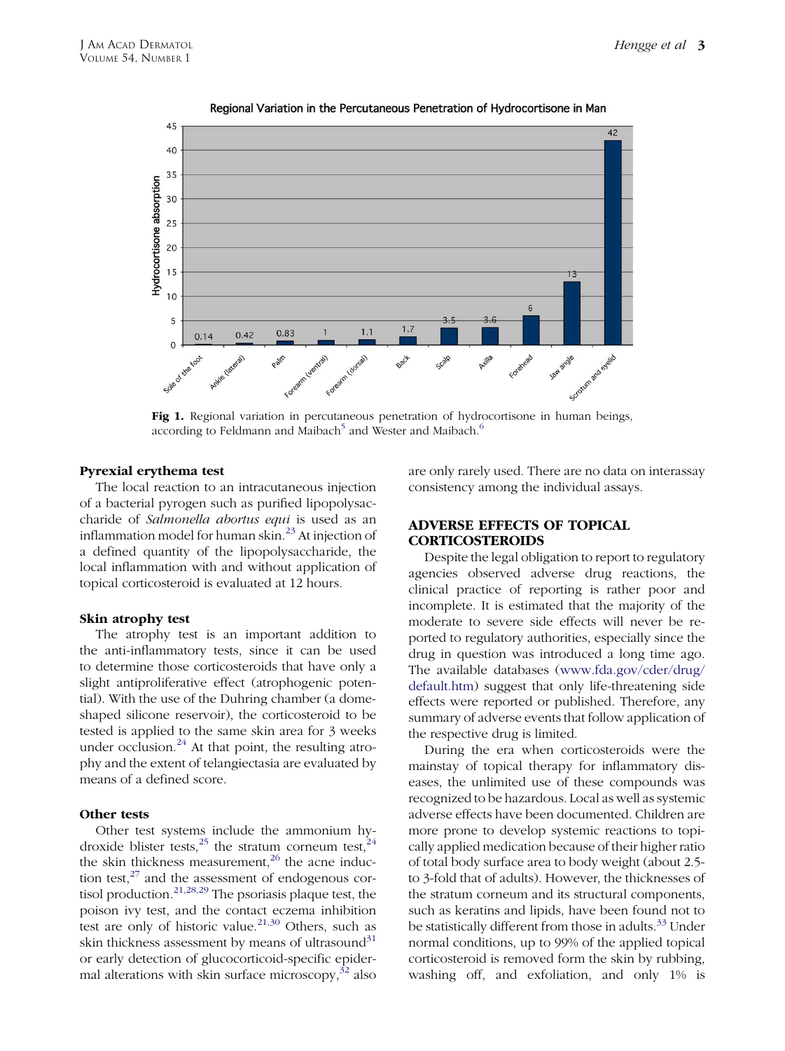Fig 1. Regional variation in percutaneous penetration of hydrocortisone in human beings, according to Feldmann and Maibach[5] and Wester and Maibach.[6]

### Pyrexial erythema test

The local reaction to an intracutaneous injection of a bacterial pyrogen such as purified lipopolysaccharide of *Salmonella abortus equi* is used as an inflammation model for human skin.[23] At injection of a defined quantity of the lipopolysaccharide, the local inflammation with and without application of topical corticosteroid is evaluated at 12 hours.

### Skin atrophy test

The atrophy test is an important addition to the anti-inflammatory tests, since it can be used to determine those corticosteroids that have only a slight antiproliferative effect (atrophogenic potential). With the use of the Duhring chamber (a dome-shaped silicone reservoir), the corticosteroid to be tested is applied to the same skin area for 3 weeks under occlusion.[24] At that point, the resulting atrophy and the extent of telangiectasia are evaluated by means of a defined score.

### Other tests

Other test systems include the ammonium hydroxide blister tests,[25] the stratum corneum test,[24] the skin thickness measurement,[26] the acne induction test,[27] and the assessment of endogenous cortisol production.[21,28,29] The psoriasis plaque test, the poison ivy test, and the contact eczema inhibition test are only of historic value.[21,30] Others, such as skin thickness assessment by means of ultrasound[31] or early detection of glucocorticoid-specific epidermal alterations with skin surface microscopy,[32] also are only rarely used. There are no data on interassay consistency among the individual assays.

## ADVERSE EFFECTS OF TOPICAL CORTICOSTEROIDS

Despite the legal obligation to report to regulatory agencies observed adverse drug reactions, the clinical practice of reporting is rather poor and incomplete. It is estimated that the majority of the moderate to severe side effects will never be reported to regulatory authorities, especially since the drug in question was introduced a long time ago. The available databases (www.fda.gov/cder/drug/default.htm) suggest that only life-threatening side effects were reported or published. Therefore, any summary of adverse events that follow application of the respective drug is limited.

During the era when corticosteroids were the mainstay of topical therapy for inflammatory diseases, the unlimited use of these compounds was recognized to be hazardous. Local as well as systemic adverse effects have been documented. Children are more prone to develop systemic reactions to topically applied medication because of their higher ratio of total body surface area to body weight (about 2.5- to 3-fold that of adults). However, the thicknesses of the stratum corneum and its structural components, such as keratins and lipids, have been found not to be statistically different from those in adults.[33] Under normal conditions, up to 99% of the applied topical corticosteroid is removed form the skin by rubbing, washing off, and exfoliation, and only 1% is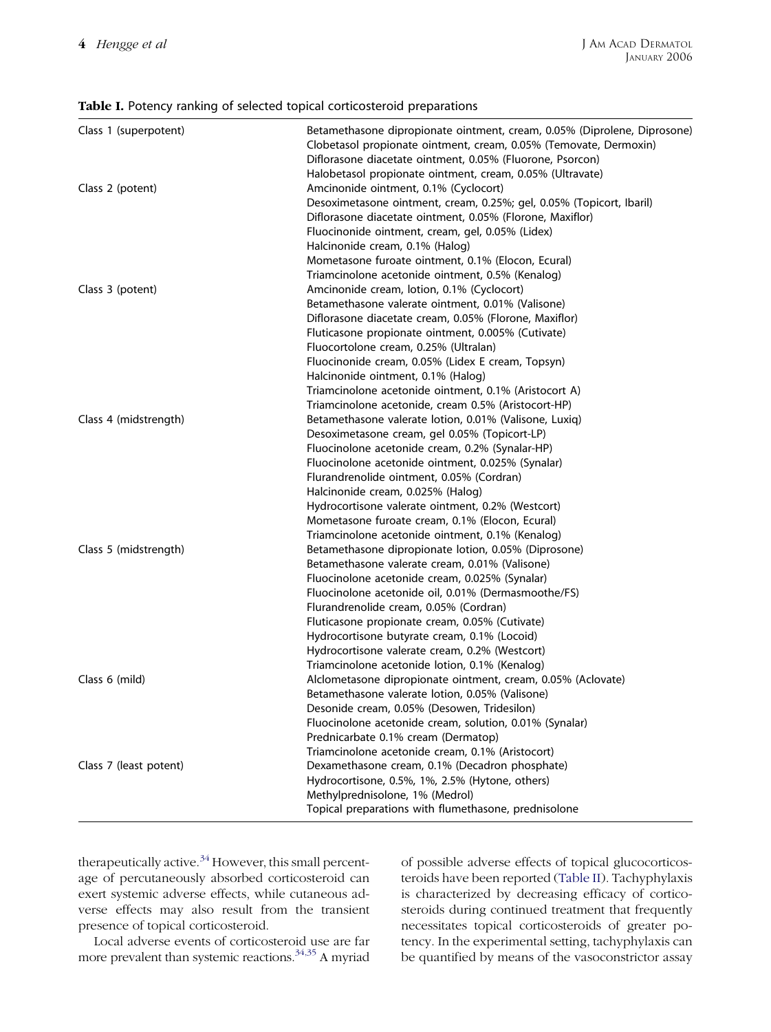**Table I.** Potency ranking of selected topical corticosteroid preparations

| | |
|---|---|
| Class 1 (superpotent) | Betamethasone dipropionate ointment, cream, 0.05% (Diprolene, Diprosone) |
| | Clobetasol propionate ointment, cream, 0.05% (Temovate, Dermoxin) |
| | Diflorasone diacetate ointment, 0.05% (Fluorone, Psorcon) |
| | Halobetasol propionate ointment, cream, 0.05% (Ultravate) |
| Class 2 (potent) | Amcinonide ointment, 0.1% (Cyclocort) |
| | Desoximetasone ointment, cream, 0.25%; gel, 0.05% (Topicort, Ibaril) |
| | Diflorasone diacetate ointment, 0.05% (Florone, Maxiflor) |
| | Fluocinonide ointment, cream, gel, 0.05% (Lidex) |
| | Halcinonide cream, 0.1% (Halog) |
| | Mometasone furoate ointment, 0.1% (Elocon, Ecural) |
| | Triamcinolone acetonide ointment, 0.5% (Kenalog) |
| Class 3 (potent) | Amcinonide cream, lotion, 0.1% (Cyclocort) |
| | Betamethasone valerate ointment, 0.01% (Valisone) |
| | Diflorasone diacetate cream, 0.05% (Florone, Maxiflor) |
| | Fluticasone propionate ointment, 0.005% (Cutivate) |
| | Fluocortolone cream, 0.25% (Ultralan) |
| | Fluocinonide cream, 0.05% (Lidex E cream, Topsyn) |
| | Halcinonide ointment, 0.1% (Halog) |
| | Triamcinolone acetonide ointment, 0.1% (Aristocort A) |
| | Triamcinolone acetonide, cream 0.5% (Aristocort-HP) |
| Class 4 (midstrength) | Betamethasone valerate lotion, 0.01% (Valisone, Luxiq) |
| | Desoximetasone cream, gel 0.05% (Topicort-LP) |
| | Fluocinolone acetonide cream, 0.2% (Synalar-HP) |
| | Fluocinolone acetonide ointment, 0.025% (Synalar) |
| | Flurandrenolide ointment, 0.05% (Cordran) |
| | Halcinonide cream, 0.025% (Halog) |
| | Hydrocortisone valerate ointment, 0.2% (Westcort) |
| | Mometasone furoate cream, 0.1% (Elocon, Ecural) |
| | Triamcinolone acetonide ointment, 0.1% (Kenalog) |
| Class 5 (midstrength) | Betamethasone dipropionate lotion, 0.05% (Diprosone) |
| | Betamethasone valerate cream, 0.01% (Valisone) |
| | Fluocinolone acetonide cream, 0.025% (Synalar) |
| | Fluocinolone acetonide oil, 0.01% (Dermasmoothe/FS) |
| | Flurandrenolide cream, 0.05% (Cordran) |
| | Fluticasone propionate cream, 0.05% (Cutivate) |
| | Hydrocortisone butyrate cream, 0.1% (Locoid) |
| | Hydrocortisone valerate cream, 0.2% (Westcort) |
| | Triamcinolone acetonide lotion, 0.1% (Kenalog) |
| Class 6 (mild) | Alclometasone dipropionate ointment, cream, 0.05% (Aclovate) |
| | Betamethasone valerate lotion, 0.05% (Valisone) |
| | Desonide cream, 0.05% (Desowen, Tridesilon) |
| | Fluocinolone acetonide cream, solution, 0.01% (Synalar) |
| | Prednicarbate 0.1% cream (Dermatop) |
| | Triamcinolone acetonide cream, 0.1% (Aristocort) |
| Class 7 (least potent) | Dexamethasone cream, 0.1% (Decadron phosphate) |
| | Hydrocortisone, 0.5%, 1%, 2.5% (Hytone, others) |
| | Methylprednisolone, 1% (Medrol) |
| | Topical preparations with flumethasone, prednisolone |

therapeutically active.[34] However, this small percentage of percutaneously absorbed corticosteroid can exert systemic adverse effects, while cutaneous adverse effects may also result from the transient presence of topical corticosteroid.

Local adverse events of corticosteroid use are far more prevalent than systemic reactions.[34,35] A myriad of possible adverse effects of topical glucocorticosteroids have been reported (Table II). Tachyphylaxis is characterized by decreasing efficacy of corticosteroids during continued treatment that frequently necessitates topical corticosteroids of greater potency. In the experimental setting, tachyphylaxis can be quantified by means of the vasoconstrictor assay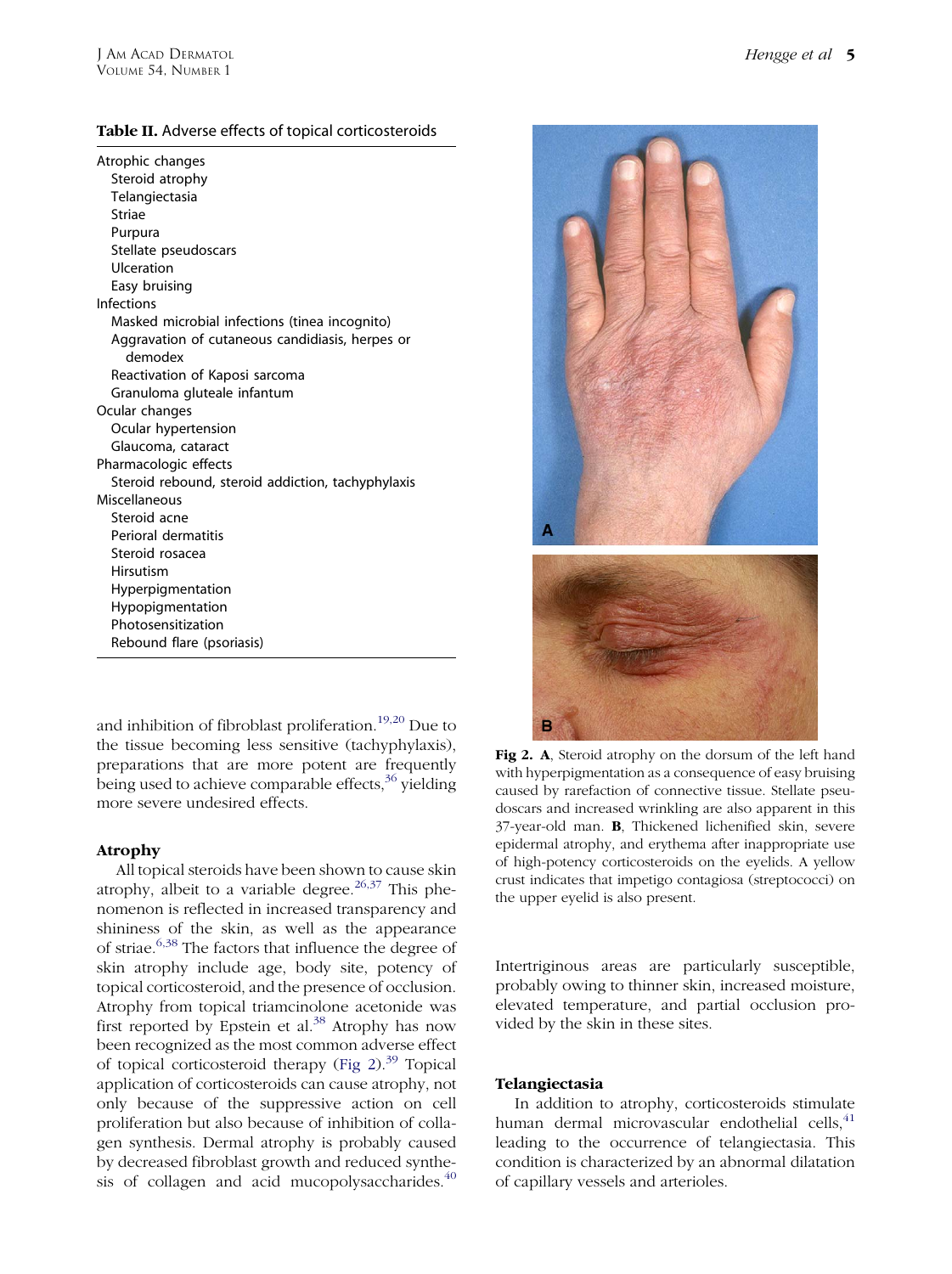**Table II.** Adverse effects of topical corticosteroids

| |
|---|
| Atrophic changes |
| Steroid atrophy |
| Telangiectasia |
| Striae |
| Purpura |
| Stellate pseudoscars |
| Ulceration |
| Easy bruising |
| Infections |
| Masked microbial infections (tinea incognito) |
| Aggravation of cutaneous candidiasis, herpes or demodex |
| Reactivation of Kaposi sarcoma |
| Granuloma gluteale infantum |
| Ocular changes |
| Ocular hypertension |
| Glaucoma, cataract |
| Pharmacologic effects |
| Steroid rebound, steroid addiction, tachyphylaxis |
| Miscellaneous |
| Steroid acne |
| Perioral dermatitis |
| Steroid rosacea |
| Hirsutism |
| Hyperpigmentation |
| Hypopigmentation |
| Photosensitization |
| Rebound flare (psoriasis) |

and inhibition of fibroblast proliferation.[19,20] Due to the tissue becoming less sensitive (tachyphylaxis), preparations that are more potent are frequently being used to achieve comparable effects,[36] yielding more severe undesired effects.

### Atrophy

All topical steroids have been shown to cause skin atrophy, albeit to a variable degree.[26,37] This phenomenon is reflected in increased transparency and shininess of the skin, as well as the appearance of striae.[6,38] The factors that influence the degree of skin atrophy include age, body site, potency of topical corticosteroid, and the presence of occlusion. Atrophy from topical triamcinolone acetonide was first reported by Epstein et al.[38] Atrophy has now been recognized as the most common adverse effect of topical corticosteroid therapy (Fig 2).[39] Topical application of corticosteroids can cause atrophy, not only because of the suppressive action on cell proliferation but also because of inhibition of collagen synthesis. Dermal atrophy is probably caused by decreased fibroblast growth and reduced synthesis of collagen and acid mucopolysaccharides.[40] Intertriginous areas are particularly susceptible, probably owing to thinner skin, increased moisture, elevated temperature, and partial occlusion provided by the skin in these sites.

**Fig 2. A**, Steroid atrophy on the dorsum of the left hand with hyperpigmentation as a consequence of easy bruising caused by rarefaction of connective tissue. Stellate pseudoscars and increased wrinkling are also apparent in this 37-year-old man. **B**, Thickened lichenified skin, severe epidermal atrophy, and erythema after inappropriate use of high-potency corticosteroids on the eyelids. A yellow crust indicates that impetigo contagiosa (streptococci) on the upper eyelid is also present.

### Telangiectasia

In addition to atrophy, corticosteroids stimulate human dermal microvascular endothelial cells,[41] leading to the occurrence of telangiectasia. This condition is characterized by an abnormal dilatation of capillary vessels and arterioles.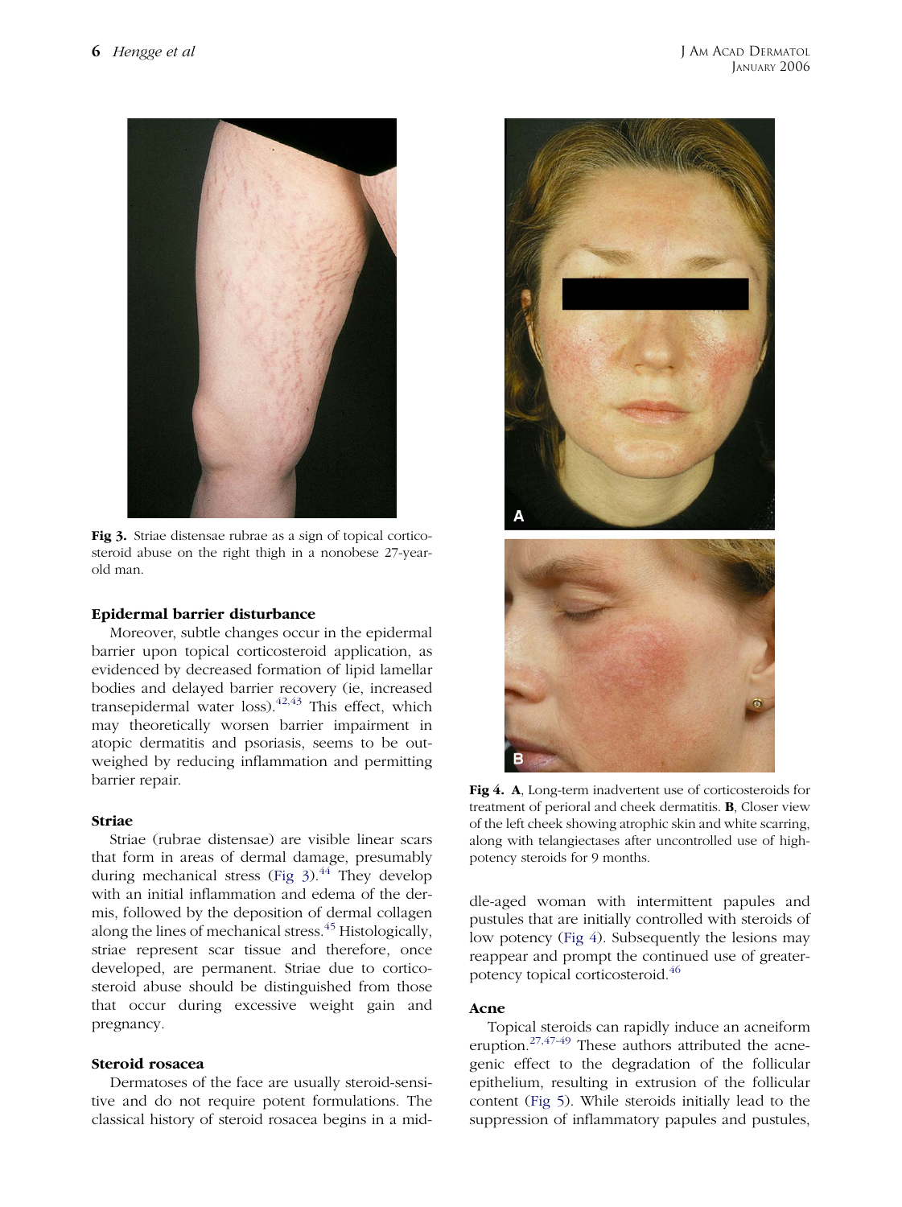Fig 3. Striae distensae rubrae as a sign of topical corticosteroid abuse on the right thigh in a nonobese 27-year-old man.

### Epidermal barrier disturbance

Moreover, subtle changes occur in the epidermal barrier upon topical corticosteroid application, as evidenced by decreased formation of lipid lamellar bodies and delayed barrier recovery (ie, increased transepidermal water loss).[42,43] This effect, which may theoretically worsen barrier impairment in atopic dermatitis and psoriasis, seems to be outweighed by reducing inflammation and permitting barrier repair.

### Striae

Striae (rubrae distensae) are visible linear scars that form in areas of dermal damage, presumably during mechanical stress (Fig 3).[44] They develop with an initial inflammation and edema of the dermis, followed by the deposition of dermal collagen along the lines of mechanical stress.[45] Histologically, striae represent scar tissue and therefore, once developed, are permanent. Striae due to corticosteroid abuse should be distinguished from those that occur during excessive weight gain and pregnancy.

### Steroid rosacea

Dermatoses of the face are usually steroid-sensitive and do not require potent formulations. The classical history of steroid rosacea begins in a middle-aged woman with intermittent papules and pustules that are initially controlled with steroids of low potency (Fig 4). Subsequently the lesions may reappear and prompt the continued use of greater-potency topical corticosteroid.[46]

Fig 4. **A**, Long-term inadvertent use of corticosteroids for treatment of perioral and cheek dermatitis. **B**, Closer view of the left cheek showing atrophic skin and white scarring, along with telangiectases after uncontrolled use of high-potency steroids for 9 months.

### Acne

Topical steroids can rapidly induce an acneiform eruption.[27,47-49] These authors attributed the acnegenic effect to the degradation of the follicular epithelium, resulting in extrusion of the follicular content (Fig 5). While steroids initially lead to the suppression of inflammatory papules and pustules,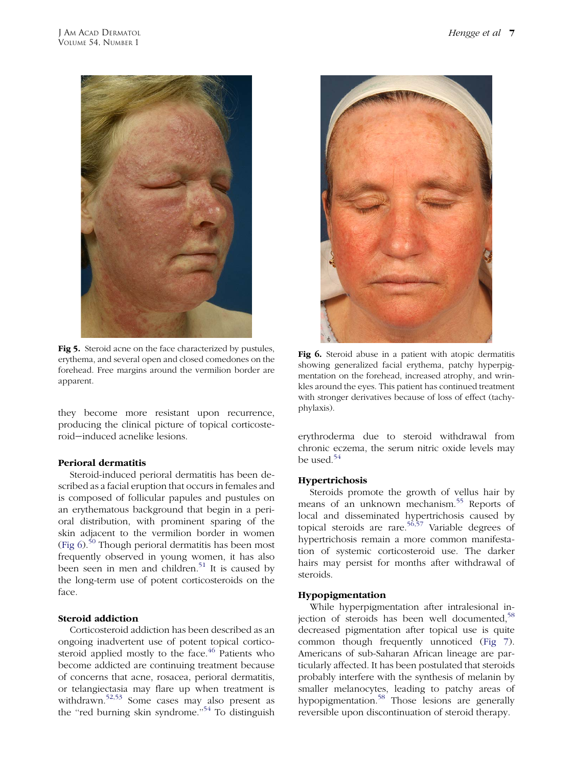Fig 5. Steroid acne on the face characterized by pustules, erythema, and several open and closed comedones on the forehead. Free margins around the vermilion border are apparent.

Fig 6. Steroid abuse in a patient with atopic dermatitis showing generalized facial erythema, patchy hyperpigmentation on the forehead, increased atrophy, and wrinkles around the eyes. This patient has continued treatment with stronger derivatives because of loss of effect (tachyphylaxis).

they become more resistant upon recurrence, producing the clinical picture of topical corticosteroid–induced acnelike lesions.

### Perioral dermatitis

Steroid-induced perioral dermatitis has been described as a facial eruption that occurs in females and is composed of follicular papules and pustules on an erythematous background that begin in a perioral distribution, with prominent sparing of the skin adjacent to the vermilion border in women (Fig 6).[50] Though perioral dermatitis has been most frequently observed in young women, it has also been seen in men and children.[51] It is caused by the long-term use of potent corticosteroids on the face.

### Steroid addiction

Corticosteroid addiction has been described as an ongoing inadvertent use of potent topical corticosteroid applied mostly to the face.[46] Patients who become addicted are continuing treatment because of concerns that acne, rosacea, perioral dermatitis, or telangiectasia may flare up when treatment is withdrawn.[52,53] Some cases may also present as the "red burning skin syndrome."[54] To distinguish erythroderma due to steroid withdrawal from chronic eczema, the serum nitric oxide levels may be used.[54]

### Hypertrichosis

Steroids promote the growth of vellus hair by means of an unknown mechanism.[55] Reports of local and disseminated hypertrichosis caused by topical steroids are rare.[56,57] Variable degrees of hypertrichosis remain a more common manifestation of systemic corticosteroid use. The darker hairs may persist for months after withdrawal of steroids.

### Hypopigmentation

While hyperpigmentation after intralesional injection of steroids has been well documented,[58] decreased pigmentation after topical use is quite common though frequently unnoticed (Fig 7). Americans of sub-Saharan African lineage are particularly affected. It has been postulated that steroids probably interfere with the synthesis of melanin by smaller melanocytes, leading to patchy areas of hypopigmentation.[58] Those lesions are generally reversible upon discontinuation of steroid therapy.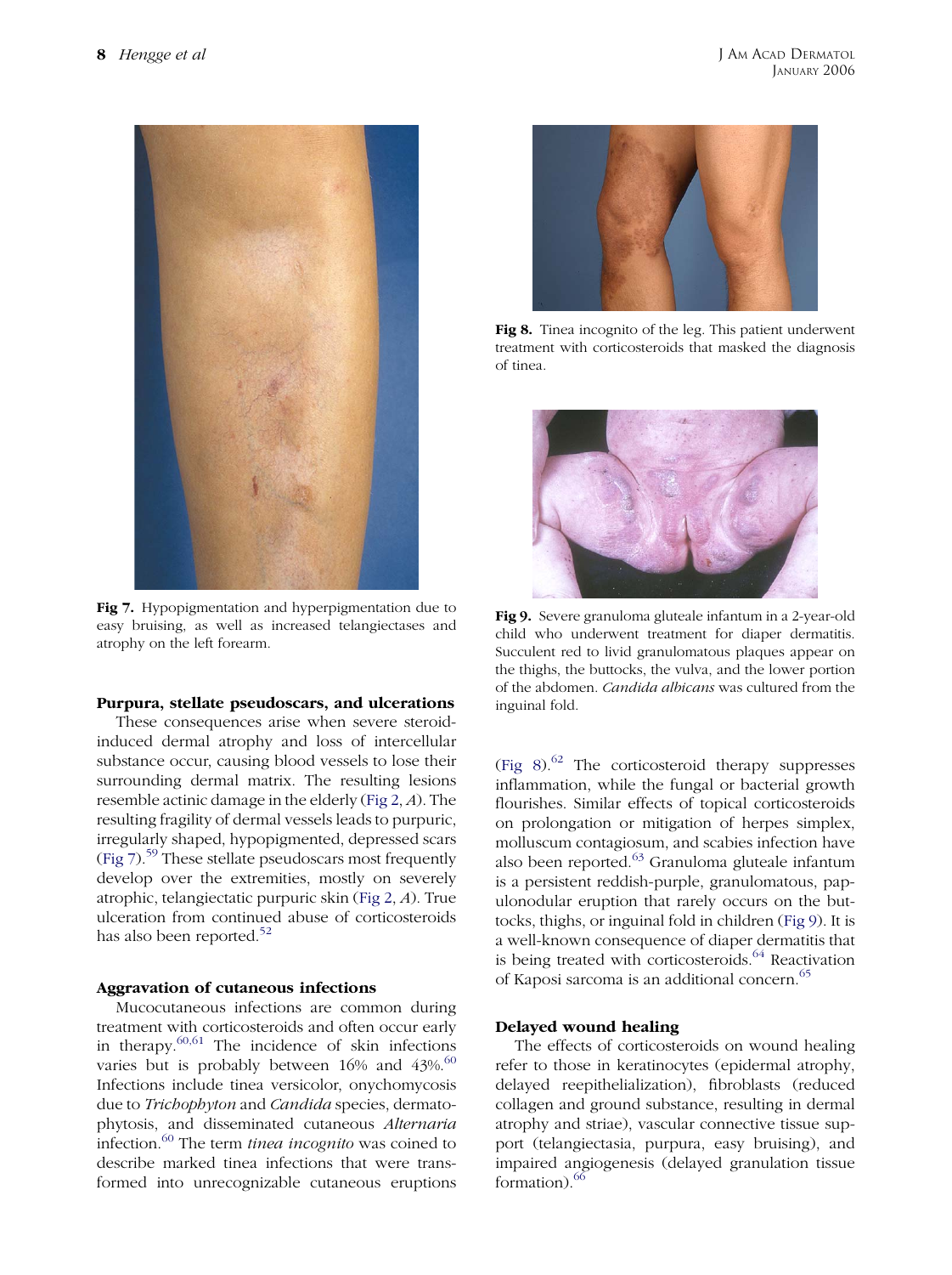Fig 7. Hypopigmentation and hyperpigmentation due to easy bruising, as well as increased telangiectases and atrophy on the left forearm.

Fig 8. Tinea incognito of the leg. This patient underwent treatment with corticosteroids that masked the diagnosis of tinea.

Fig 9. Severe granuloma gluteale infantum in a 2-year-old child who underwent treatment for diaper dermatitis. Succulent red to livid granulomatous plaques appear on the thighs, the buttocks, the vulva, and the lower portion of the abdomen. *Candida albicans* was cultured from the inguinal fold.

### Purpura, stellate pseudoscars, and ulcerations

These consequences arise when severe steroid-induced dermal atrophy and loss of intercellular substance occur, causing blood vessels to lose their surrounding dermal matrix. The resulting lesions resemble actinic damage in the elderly (Fig 2, *A*). The resulting fragility of dermal vessels leads to purpuric, irregularly shaped, hypopigmented, depressed scars (Fig 7).[59] These stellate pseudoscars most frequently develop over the extremities, mostly on severely atrophic, telangiectatic purpuric skin (Fig 2, *A*). True ulceration from continued abuse of corticosteroids has also been reported.[52]

### Aggravation of cutaneous infections

Mucocutaneous infections are common during treatment with corticosteroids and often occur early in therapy.[60,61] The incidence of skin infections varies but is probably between 16% and 43%.[60] Infections include tinea versicolor, onychomycosis due to *Trichophyton* and *Candida* species, dermatophytosis, and disseminated cutaneous *Alternaria* infection.[60] The term *tinea incognito* was coined to describe marked tinea infections that were transformed into unrecognizable cutaneous eruptions (Fig 8).[62] The corticosteroid therapy suppresses inflammation, while the fungal or bacterial growth flourishes. Similar effects of topical corticosteroids on prolongation or mitigation of herpes simplex, molluscum contagiosum, and scabies infection have also been reported.[63] Granuloma gluteale infantum is a persistent reddish-purple, granulomatous, papulonodular eruption that rarely occurs on the buttocks, thighs, or inguinal fold in children (Fig 9). It is a well-known consequence of diaper dermatitis that is being treated with corticosteroids.[64] Reactivation of Kaposi sarcoma is an additional concern.[65]

### Delayed wound healing

The effects of corticosteroids on wound healing refer to those in keratinocytes (epidermal atrophy, delayed reepithelialization), fibroblasts (reduced collagen and ground substance, resulting in dermal atrophy and striae), vascular connective tissue support (telangiectasia, purpura, easy bruising), and impaired angiogenesis (delayed granulation tissue formation).[66]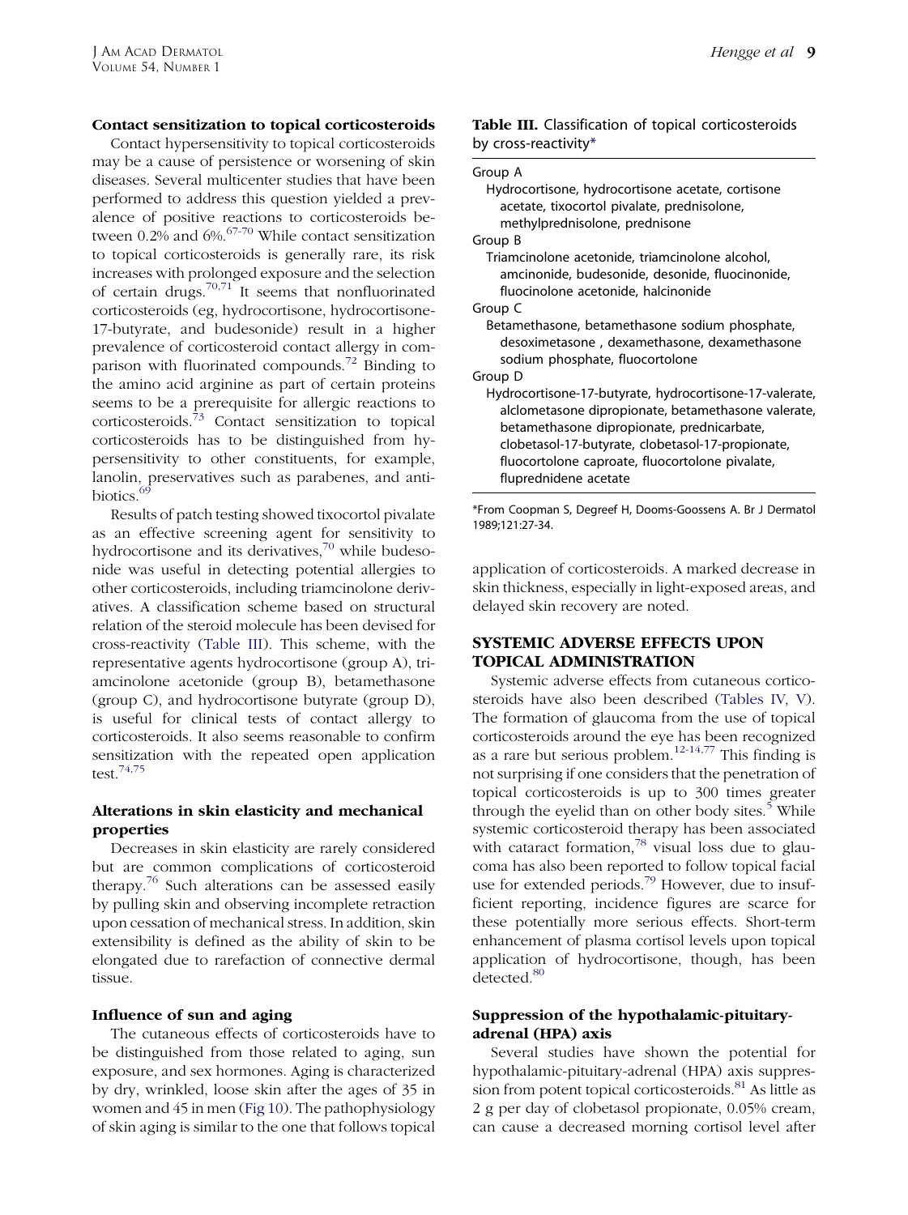### Contact sensitization to topical corticosteroids

Contact hypersensitivity to topical corticosteroids may be a cause of persistence or worsening of skin diseases. Several multicenter studies that have been performed to address this question yielded a prevalence of positive reactions to corticosteroids between 0.2% and 6%.[67-70] While contact sensitization to topical corticosteroids is generally rare, its risk increases with prolonged exposure and the selection of certain drugs.[70,71] It seems that nonfluorinated corticosteroids (eg, hydrocortisone, hydrocortisone-17-butyrate, and budesonide) result in a higher prevalence of corticosteroid contact allergy in comparison with fluorinated compounds.[72] Binding to the amino acid arginine as part of certain proteins seems to be a prerequisite for allergic reactions to corticosteroids.[73] Contact sensitization to topical corticosteroids has to be distinguished from hypersensitivity to other constituents, for example, lanolin, preservatives such as parabenes, and antibiotics.[69]

Results of patch testing showed tixocortol pivalate as an effective screening agent for sensitivity to hydrocortisone and its derivatives,[70] while budesonide was useful in detecting potential allergies to other corticosteroids, including triamcinolone derivatives. A classification scheme based on structural relation of the steroid molecule has been devised for cross-reactivity (Table III). This scheme, with the representative agents hydrocortisone (group A), triamcinolone acetonide (group B), betamethasone (group C), and hydrocortisone butyrate (group D), is useful for clinical tests of contact allergy to corticosteroids. It also seems reasonable to confirm sensitization with the repeated open application test.[74,75]

### Alterations in skin elasticity and mechanical properties

Decreases in skin elasticity are rarely considered but are common complications of corticosteroid therapy.[76] Such alterations can be assessed easily by pulling skin and observing incomplete retraction upon cessation of mechanical stress. In addition, skin extensibility is defined as the ability of skin to be elongated due to rarefaction of connective dermal tissue.

### Influence of sun and aging

The cutaneous effects of corticosteroids have to be distinguished from those related to aging, sun exposure, and sex hormones. Aging is characterized by dry, wrinkled, loose skin after the ages of 35 in women and 45 in men (Fig 10). The pathophysiology of skin aging is similar to the one that follows topical application of corticosteroids. A marked decrease in skin thickness, especially in light-exposed areas, and delayed skin recovery are noted.

**Table III.** Classification of topical corticosteroids by cross-reactivity*

| Group | Corticosteroids |
|---|---|
| Group A | Hydrocortisone, hydrocortisone acetate, cortisone acetate, tixocortol pivalate, prednisolone, methylprednisolone, prednisone |
| Group B | Triamcinolone acetonide, triamcinolone alcohol, amcinonide, budesonide, desonide, fluocinonide, fluocinolone acetonide, halcinonide |
| Group C | Betamethasone, betamethasone sodium phosphate, desoximetasone , dexamethasone, dexamethasone sodium phosphate, fluocortolone |
| Group D | Hydrocortisone-17-butyrate, hydrocortisone-17-valerate, alclometasone dipropionate, betamethasone valerate, betamethasone dipropionate, prednicarbate, clobetasol-17-butyrate, clobetasol-17-propionate, fluocortolone caproate, fluocortolone pivalate, fluprednidene acetate |

*From Coopman S, Degreef H, Dooms-Goossens A. Br J Dermatol 1989;121:27-34.

## SYSTEMIC ADVERSE EFFECTS UPON TOPICAL ADMINISTRATION

Systemic adverse effects from cutaneous corticosteroids have also been described (Tables IV, V). The formation of glaucoma from the use of topical corticosteroids around the eye has been recognized as a rare but serious problem.[12-14,77] This finding is not surprising if one considers that the penetration of topical corticosteroids is up to 300 times greater through the eyelid than on other body sites.[5] While systemic corticosteroid therapy has been associated with cataract formation,[78] visual loss due to glaucoma has also been reported to follow topical facial use for extended periods.[79] However, due to insufficient reporting, incidence figures are scarce for these potentially more serious effects. Short-term enhancement of plasma cortisol levels upon topical application of hydrocortisone, though, has been detected.[80]

### Suppression of the hypothalamic-pituitary-adrenal (HPA) axis

Several studies have shown the potential for hypothalamic-pituitary-adrenal (HPA) axis suppression from potent topical corticosteroids.[81] As little as 2 g per day of clobetasol propionate, 0.05% cream, can cause a decreased morning cortisol level after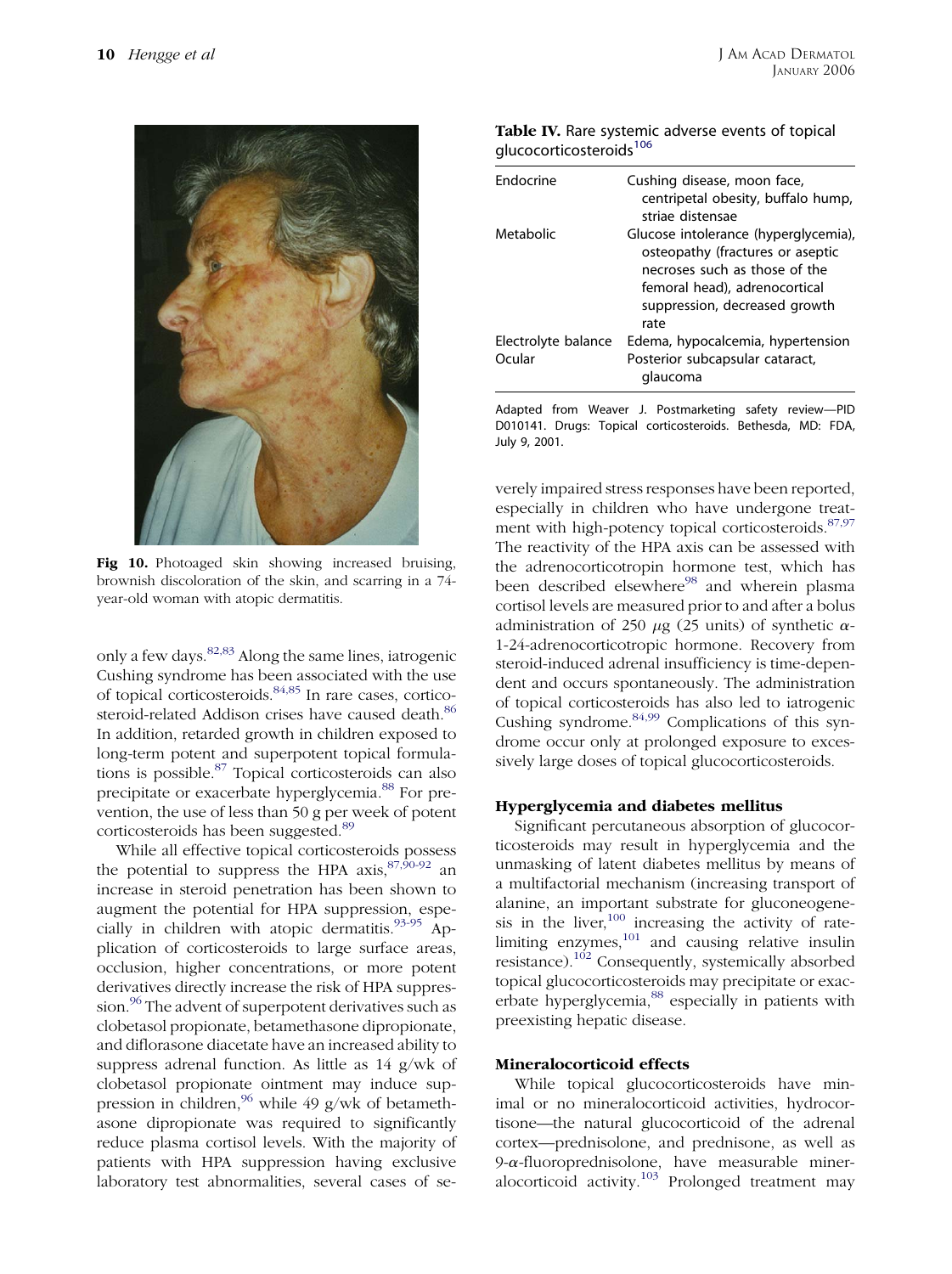Fig 10. Photoaged skin showing increased bruising, brownish discoloration of the skin, and scarring in a 74-year-old woman with atopic dermatitis.

only a few days.[82,83] Along the same lines, iatrogenic Cushing syndrome has been associated with the use of topical corticosteroids.[84,85] In rare cases, corticosteroid-related Addison crises have caused death.[86] In addition, retarded growth in children exposed to long-term potent and superpotent topical formulations is possible.[87] Topical corticosteroids can also precipitate or exacerbate hyperglycemia.[88] For prevention, the use of less than 50 g per week of potent corticosteroids has been suggested.[89]

While all effective topical corticosteroids possess the potential to suppress the HPA axis,[87,90-92] an increase in steroid penetration has been shown to augment the potential for HPA suppression, especially in children with atopic dermatitis.[93-95] Application of corticosteroids to large surface areas, occlusion, higher concentrations, or more potent derivatives directly increase the risk of HPA suppression.[96] The advent of superpotent derivatives such as clobetasol propionate, betamethasone dipropionate, and diflorasone diacetate have an increased ability to suppress adrenal function. As little as 14 g/wk of clobetasol propionate ointment may induce suppression in children,[96] while 49 g/wk of betamethasone dipropionate was required to significantly reduce plasma cortisol levels. With the majority of patients with HPA suppression having exclusive laboratory test abnormalities, several cases of severely impaired stress responses have been reported, especially in children who have undergone treatment with high-potency topical corticosteroids.[87,97] The reactivity of the HPA axis can be assessed with the adrenocorticotropin hormone test, which has been described elsewhere[98] and wherein plasma cortisol levels are measured prior to and after a bolus administration of 250 $\mu$g (25 units) of synthetic $\alpha$-1-24-adrenocorticotropic hormone. Recovery from steroid-induced adrenal insufficiency is time-dependent and occurs spontaneously. The administration of topical corticosteroids has also led to iatrogenic Cushing syndrome.[84,99] Complications of this syndrome occur only at prolonged exposure to excessively large doses of topical glucocorticosteroids.

**Table IV.** Rare systemic adverse events of topical glucocorticosteroids[106]

| | |
|---|---|
| Endocrine | Cushing disease, moon face, centripetal obesity, buffalo hump, striae distensae |
| Metabolic | Glucose intolerance (hyperglycemia), osteopathy (fractures or aseptic necroses such as those of the femoral head), adrenocortical suppression, decreased growth rate |
| Electrolyte balance | Edema, hypocalcemia, hypertension |
| Ocular | Posterior subcapsular cataract, glaucoma |

Adapted from Weaver J. Postmarketing safety review—PID D010141. Drugs: Topical corticosteroids. Bethesda, MD: FDA, July 9, 2001.

### Hyperglycemia and diabetes mellitus

Significant percutaneous absorption of glucocorticosteroids may result in hyperglycemia and the unmasking of latent diabetes mellitus by means of a multifactorial mechanism (increasing transport of alanine, an important substrate for gluconeogenesis in the liver,[100] increasing the activity of rate-limiting enzymes,[101] and causing relative insulin resistance).[102] Consequently, systemically absorbed topical glucocorticosteroids may precipitate or exacerbate hyperglycemia,[88] especially in patients with preexisting hepatic disease.

### Mineralocorticoid effects

While topical glucocorticosteroids have minimal or no mineralocorticoid activities, hydrocortisone—the natural glucocorticoid of the adrenal cortex—prednisolone, and prednisone, as well as 9-$\alpha$-fluoroprednisolone, have measurable mineralocorticoid activity.[103] Prolonged treatment may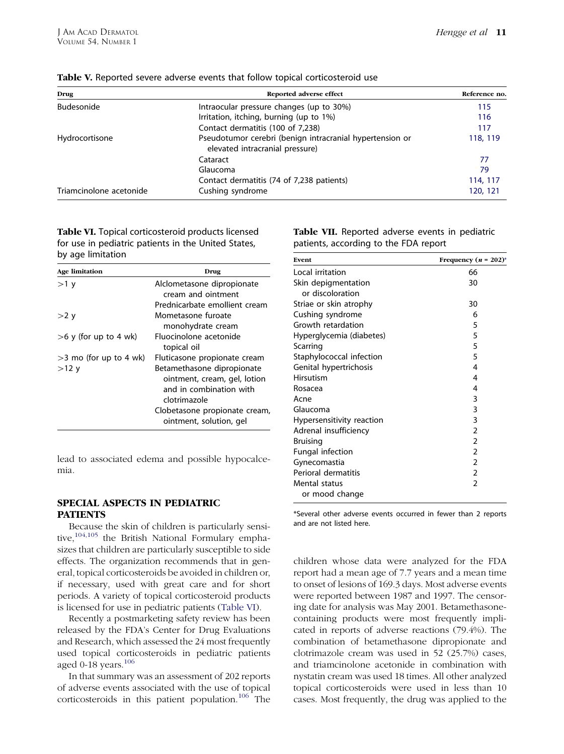**Table V.** Reported severe adverse events that follow topical corticosteroid use

| Drug | Reported adverse effect | Reference no. |
|---|---|---|
| Budesonide | Intraocular pressure changes (up to 30%) | 115 |
| | Irritation, itching, burning (up to 1%) | 116 |
| | Contact dermatitis (100 of 7,238) | 117 |
| Hydrocortisone | Pseudotumor cerebri (benign intracranial hypertension or elevated intracranial pressure) | 118, 119 |
| | Cataract | 77 |
| | Glaucoma | 79 |
| | Contact dermatitis (74 of 7,238 patients) | 114, 117 |
| Triamcinolone acetonide | Cushing syndrome | 120, 121 |

**Table VI.** Topical corticosteroid products licensed for use in pediatric patients in the United States, by age limitation

| Age limitation | Drug |
|---|---|
| >1 y | Alclometasone dipropionate cream and ointment |
| | Prednicarbate emollient cream |
| >2 y | Mometasone furoate monohydrate cream |
| >6 y (for up to 4 wk) | Fluocinolone acetonide topical oil |
| >3 mo (for up to 4 wk) | Fluticasone propionate cream |
| >12 y | Betamethasone dipropionate ointment, cream, gel, lotion and in combination with clotrimazole |
| | Clobetasone propionate cream, ointment, solution, gel |

lead to associated edema and possible hypocalcemia.

## SPECIAL ASPECTS IN PEDIATRIC PATIENTS

Because the skin of children is particularly sensitive,[104,105] the British National Formulary emphasizes that children are particularly susceptible to side effects. The organization recommends that in general, topical corticosteroids be avoided in children or, if necessary, used with great care and for short periods. A variety of topical corticosteroid products is licensed for use in pediatric patients (Table VI).

Recently a postmarketing safety review has been released by the FDA's Center for Drug Evaluations and Research, which assessed the 24 most frequently used topical corticosteroids in pediatric patients aged 0-18 years.[106]

In that summary was an assessment of 202 reports of adverse events associated with the use of topical corticosteroids in this patient population.[106] The children whose data were analyzed for the FDA report had a mean age of 7.7 years and a mean time to onset of lesions of 169.3 days. Most adverse events were reported between 1987 and 1997. The censoring date for analysis was May 2001. Betamethasone-containing products were most frequently implicated in reports of adverse reactions (79.4%). The combination of betamethasone dipropionate and clotrimazole cream was used in 52 (25.7%) cases, and triamcinolone acetonide in combination with nystatin cream was used 18 times. All other analyzed topical corticosteroids were used in less than 10 cases. Most frequently, the drug was applied to the

**Table VII.** Reported adverse events in pediatric patients, according to the FDA report

| Event | Frequency (*n* = 202)* |
|---|---|
| Local irritation | 66 |
| Skin depigmentation or discoloration | 30 |
| Striae or skin atrophy | 30 |
| Cushing syndrome | 6 |
| Growth retardation | 5 |
| Hyperglycemia (diabetes) | 5 |
| Scarring | 5 |
| Staphylococcal infection | 5 |
| Genital hypertrichosis | 4 |
| Hirsutism | 4 |
| Rosacea | 4 |
| Acne | 3 |
| Glaucoma | 3 |
| Hypersensitivity reaction | 3 |
| Adrenal insufficiency | 2 |
| Bruising | 2 |
| Fungal infection | 2 |
| Gynecomastia | 2 |
| Perioral dermatitis | 2 |
| Mental status or mood change | 2 |

*Several other adverse events occurred in fewer than 2 reports and are not listed here.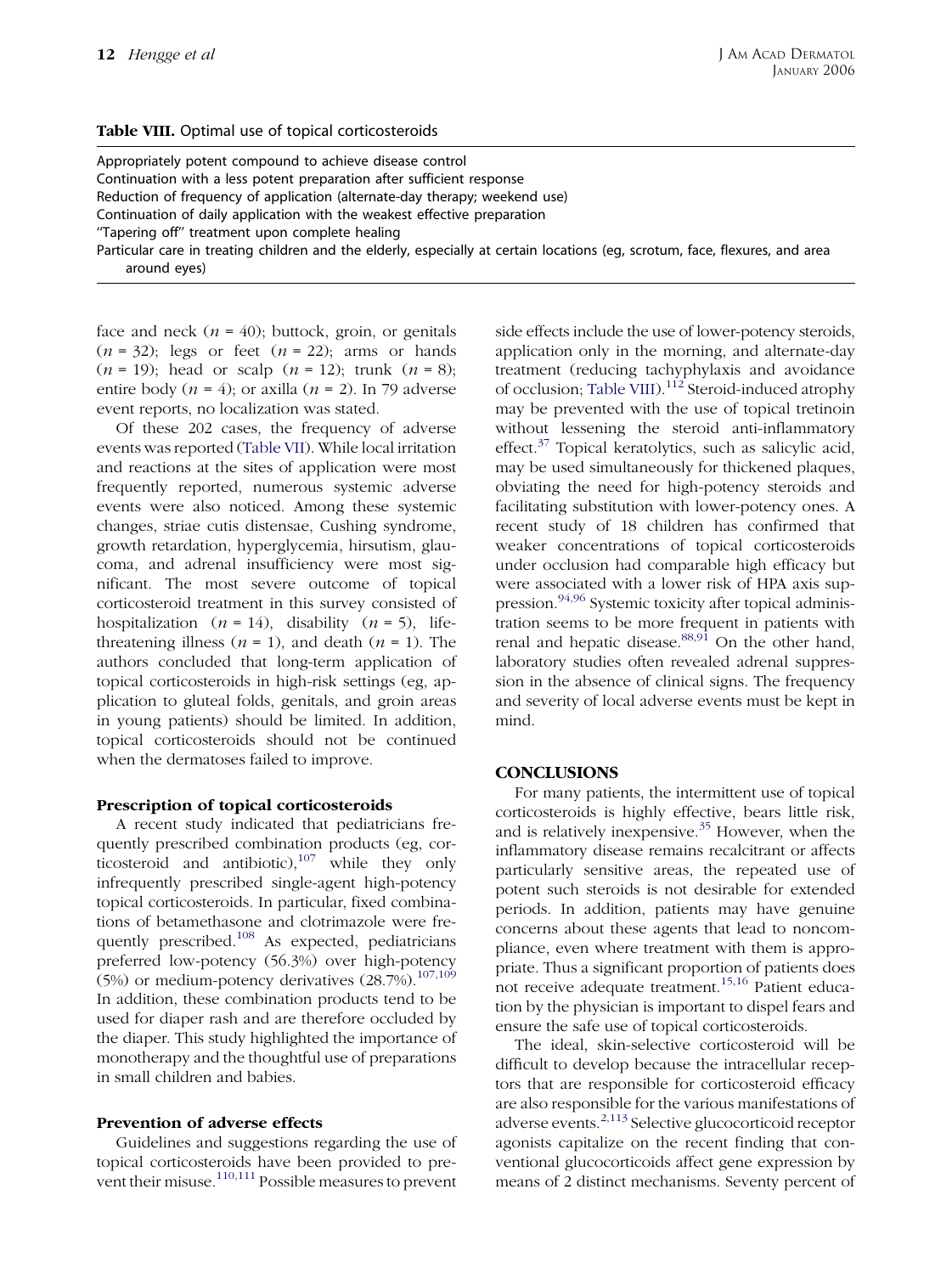**Table VIII.** Optimal use of topical corticosteroids

| |
|---|
| Appropriately potent compound to achieve disease control |
| Continuation with a less potent preparation after sufficient response |
| Reduction of frequency of application (alternate-day therapy; weekend use) |
| Continuation of daily application with the weakest effective preparation |
| "Tapering off" treatment upon complete healing |
| Particular care in treating children and the elderly, especially at certain locations (eg, scrotum, face, flexures, and area around eyes) |

face and neck ($n = 40$); buttock, groin, or genitals ($n = 32$); legs or feet ($n = 22$); arms or hands ($n = 19$); head or scalp ($n = 12$); trunk ($n = 8$); entire body ($n = 4$); or axilla ($n = 2$). In 79 adverse event reports, no localization was stated.

Of these 202 cases, the frequency of adverse events was reported (Table VII). While local irritation and reactions at the sites of application were most frequently reported, numerous systemic adverse events were also noticed. Among these systemic changes, striae cutis distensae, Cushing syndrome, growth retardation, hyperglycemia, hirsutism, glaucoma, and adrenal insufficiency were most significant. The most severe outcome of topical corticosteroid treatment in this survey consisted of hospitalization ($n = 14$), disability ($n = 5$), life-threatening illness ($n = 1$), and death ($n = 1$). The authors concluded that long-term application of topical corticosteroids in high-risk settings (eg, application to gluteal folds, genitals, and groin areas in young patients) should be limited. In addition, topical corticosteroids should not be continued when the dermatoses failed to improve.

### Prescription of topical corticosteroids

A recent study indicated that pediatricians frequently prescribed combination products (eg, corticosteroid and antibiotic),[107] while they only infrequently prescribed single-agent high-potency topical corticosteroids. In particular, fixed combinations of betamethasone and clotrimazole were frequently prescribed.[108] As expected, pediatricians preferred low-potency (56.3%) over high-potency (5%) or medium-potency derivatives (28.7%).[107,109] In addition, these combination products tend to be used for diaper rash and are therefore occluded by the diaper. This study highlighted the importance of monotherapy and the thoughtful use of preparations in small children and babies.

### Prevention of adverse effects

Guidelines and suggestions regarding the use of topical corticosteroids have been provided to prevent their misuse.[110,111] Possible measures to prevent side effects include the use of lower-potency steroids, application only in the morning, and alternate-day treatment (reducing tachyphylaxis and avoidance of occlusion; Table VIII).[112] Steroid-induced atrophy may be prevented with the use of topical tretinoin without lessening the steroid anti-inflammatory effect.[37] Topical keratolytics, such as salicylic acid, may be used simultaneously for thickened plaques, obviating the need for high-potency steroids and facilitating substitution with lower-potency ones. A recent study of 18 children has confirmed that weaker concentrations of topical corticosteroids under occlusion had comparable high efficacy but were associated with a lower risk of HPA axis suppression.[94,96] Systemic toxicity after topical administration seems to be more frequent in patients with renal and hepatic disease.[88,91] On the other hand, laboratory studies often revealed adrenal suppression in the absence of clinical signs. The frequency and severity of local adverse events must be kept in mind.

## CONCLUSIONS

For many patients, the intermittent use of topical corticosteroids is highly effective, bears little risk, and is relatively inexpensive.[35] However, when the inflammatory disease remains recalcitrant or affects particularly sensitive areas, the repeated use of potent such steroids is not desirable for extended periods. In addition, patients may have genuine concerns about these agents that lead to noncompliance, even where treatment with them is appropriate. Thus a significant proportion of patients does not receive adequate treatment.[15,16] Patient education by the physician is important to dispel fears and ensure the safe use of topical corticosteroids.

The ideal, skin-selective corticosteroid will be difficult to develop because the intracellular receptors that are responsible for corticosteroid efficacy are also responsible for the various manifestations of adverse events.[2,113] Selective glucocorticoid receptor agonists capitalize on the recent finding that conventional glucocorticoids affect gene expression by means of 2 distinct mechanisms. Seventy percent of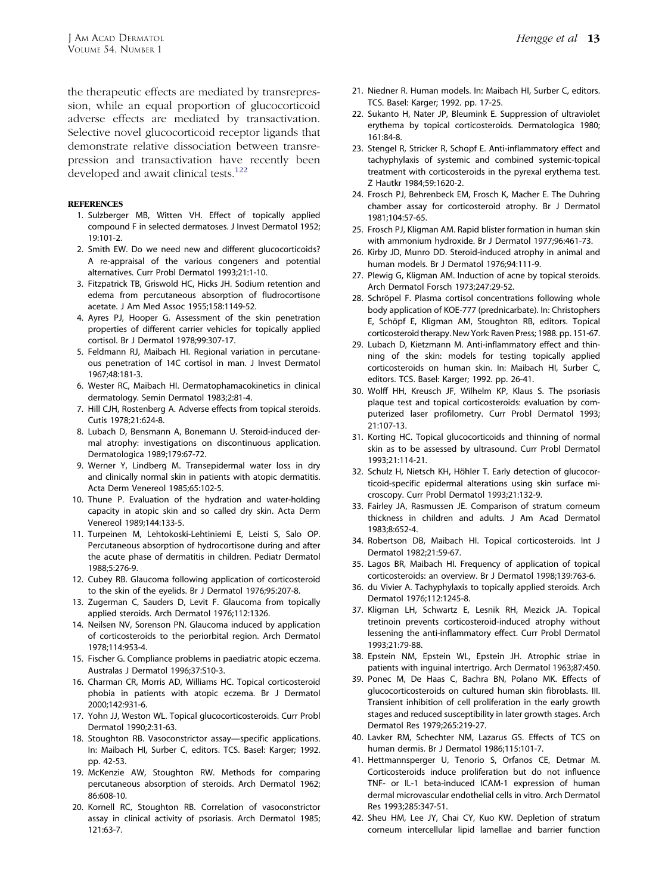the therapeutic effects are mediated by transrepression, while an equal proportion of glucocorticoid adverse effects are mediated by transactivation. Selective novel glucocorticoid receptor ligands that demonstrate relative dissociation between transrepression and transactivation have recently been developed and await clinical tests.[122]

## REFERENCES

1. Sulzberger MB, Witten VH. Effect of topically applied compound F in selected dermatoses. J Invest Dermatol 1952; 19:101-2.
2. Smith EW. Do we need new and different glucocorticoids? A re-appraisal of the various congeners and potential alternatives. Curr Probl Dermatol 1993;21:1-10.
3. Fitzpatrick TB, Griswold HC, Hicks JH. Sodium retention and edema from percutaneous absorption of fludrocortisone acetate. J Am Med Assoc 1955;158:1149-52.
4. Ayres PJ, Hooper G. Assessment of the skin penetration properties of different carrier vehicles for topically applied cortisol. Br J Dermatol 1978;99:307-17.
5. Feldmann RJ, Maibach HI. Regional variation in percutaneous penetration of 14C cortisol in man. J Invest Dermatol 1967;48:181-3.
6. Wester RC, Maibach HI. Dermatophamacokinetics in clinical dermatology. Semin Dermatol 1983;2:81-4.
7. Hill CJH, Rostenberg A. Adverse effects from topical steroids. Cutis 1978;21:624-8.
8. Lubach D, Bensmann A, Bonemann U. Steroid-induced dermal atrophy: investigations on discontinuous application. Dermatologica 1989;179:67-72.
9. Werner Y, Lindberg M. Transepidermal water loss in dry and clinically normal skin in patients with atopic dermatitis. Acta Derm Venereol 1985;65:102-5.
10. Thune P. Evaluation of the hydration and water-holding capacity in atopic skin and so called dry skin. Acta Derm Venereol 1989;144:133-5.
11. Turpeinen M, Lehtokoski-Lehtiniemi E, Leisti S, Salo OP. Percutaneous absorption of hydrocortisone during and after the acute phase of dermatitis in children. Pediatr Dermatol 1988;5:276-9.
12. Cubey RB. Glaucoma following application of corticosteroid to the skin of the eyelids. Br J Dermatol 1976;95:207-8.
13. Zugerman C, Sauders D, Levit F. Glaucoma from topically applied steroids. Arch Dermatol 1976;112:1326.
14. Neilsen NV, Sorenson PN. Glaucoma induced by application of corticosteroids to the periorbital region. Arch Dermatol 1978;114:953-4.
15. Fischer G. Compliance problems in paediatric atopic eczema. Australas J Dermatol 1996;37:S10-3.
16. Charman CR, Morris AD, Williams HC. Topical corticosteroid phobia in patients with atopic eczema. Br J Dermatol 2000;142:931-6.
17. Yohn JJ, Weston WL. Topical glucocorticosteroids. Curr Probl Dermatol 1990;2:31-63.
18. Stoughton RB. Vasoconstrictor assay—specific applications. In: Maibach HI, Surber C, editors. TCS. Basel: Karger; 1992. pp. 42-53.
19. McKenzie AW, Stoughton RW. Methods for comparing percutaneous absorption of steroids. Arch Dermatol 1962; 86:608-10.
20. Kornell RC, Stoughton RB. Correlation of vasoconstrictor assay in clinical activity of psoriasis. Arch Dermatol 1985; 121:63-7.
21. Niedner R. Human models. In: Maibach HI, Surber C, editors. TCS. Basel: Karger; 1992. pp. 17-25.
22. Sukanto H, Nater JP, Bleumink E. Suppression of ultraviolet erythema by topical corticosteroids. Dermatologica 1980; 161:84-8.
23. Stengel R, Stricker R, Schopf E. Anti-inflammatory effect and tachyphylaxis of systemic and combined systemic-topical treatment with corticosteroids in the pyrexal erythema test. Z Hautkr 1984;59:1620-2.
24. Frosch PJ, Behrenbeck EM, Frosch K, Macher E. The Duhring chamber assay for corticosteroid atrophy. Br J Dermatol 1981;104:57-65.
25. Frosch PJ, Kligman AM. Rapid blister formation in human skin with ammonium hydroxide. Br J Dermatol 1977;96:461-73.
26. Kirby JD, Munro DD. Steroid-induced atrophy in animal and human models. Br J Dermatol 1976;94:111-9.
27. Plewig G, Kligman AM. Induction of acne by topical steroids. Arch Dermatol Forsch 1973;247:29-52.
28. Schröpel F. Plasma cortisol concentrations following whole body application of KOE-777 (prednicarbate). In: Christophers E, Schöpf E, Kligman AM, Stoughton RB, editors. Topical corticosteroid therapy. New York: Raven Press; 1988. pp. 151-67.
29. Lubach D, Kietzmann M. Anti-inflammatory effect and thinning of the skin: models for testing topically applied corticosteroids on human skin. In: Maibach HI, Surber C, editors. TCS. Basel: Karger; 1992. pp. 26-41.
30. Wolff HH, Kreusch JF, Wilhelm KP, Klaus S. The psoriasis plaque test and topical corticosteroids: evaluation by computerized laser profilometry. Curr Probl Dermatol 1993; 21:107-13.
31. Korting HC. Topical glucocorticoids and thinning of normal skin as to be assessed by ultrasound. Curr Probl Dermatol 1993;21:114-21.
32. Schulz H, Nietsch KH, Höhler T. Early detection of glucocorticoid-specific epidermal alterations using skin surface microscopy. Curr Probl Dermatol 1993;21:132-9.
33. Fairley JA, Rasmussen JE. Comparison of stratum corneum thickness in children and adults. J Am Acad Dermatol 1983;8:652-4.
34. Robertson DB, Maibach HI. Topical corticosteroids. Int J Dermatol 1982;21:59-67.
35. Lagos BR, Maibach HI. Frequency of application of topical corticosteroids: an overview. Br J Dermatol 1998;139:763-6.
36. du Vivier A. Tachyphylaxis to topically applied steroids. Arch Dermatol 1976;112:1245-8.
37. Kligman LH, Schwartz E, Lesnik RH, Mezick JA. Topical tretinoin prevents corticosteroid-induced atrophy without lessening the anti-inflammatory effect. Curr Probl Dermatol 1993;21:79-88.
38. Epstein NM, Epstein WL, Epstein JH. Atrophic striae in patients with inguinal intertrigo. Arch Dermatol 1963;87:450.
39. Ponec M, De Haas C, Bachra BN, Polano MK. Effects of glucocorticosteroids on cultured human skin fibroblasts. III. Transient inhibition of cell proliferation in the early growth stages and reduced susceptibility in later growth stages. Arch Dermatol Res 1979;265:219-27.
40. Lavker RM, Schechter NM, Lazarus GS. Effects of TCS on human dermis. Br J Dermatol 1986;115:101-7.
41. Hettmannsperger U, Tenorio S, Orfanos CE, Detmar M. Corticosteroids induce proliferation but do not influence TNF- or IL-1 beta-induced ICAM-1 expression of human dermal microvascular endothelial cells in vitro. Arch Dermatol Res 1993;285:347-51.
42. Sheu HM, Lee JY, Chai CY, Kuo KW. Depletion of stratum corneum intercellular lipid lamellae and barrier function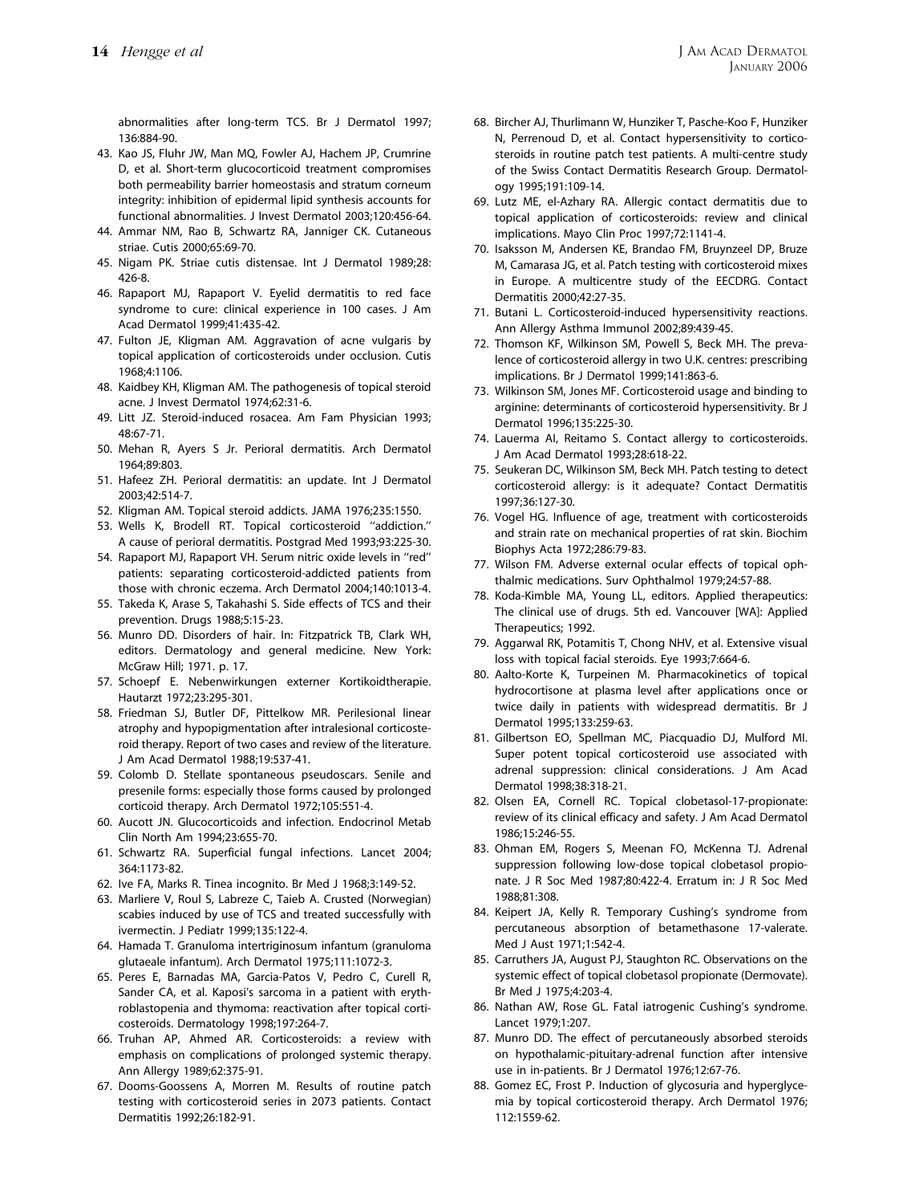abnormalities after long-term TCS. Br J Dermatol 1997;136:884-90.

43. Kao JS, Fluhr JW, Man MQ, Fowler AJ, Hachem JP, Crumrine D, et al. Short-term glucocorticoid treatment compromises both permeability barrier homeostasis and stratum corneum integrity: inhibition of epidermal lipid synthesis accounts for functional abnormalities. J Invest Dermatol 2003;120:456-64.
44. Ammar NM, Rao B, Schwartz RA, Janniger CK. Cutaneous striae. Cutis 2000;65:69-70.
45. Nigam PK. Striae cutis distensae. Int J Dermatol 1989;28:426-8.
46. Rapaport MJ, Rapaport V. Eyelid dermatitis to red face syndrome to cure: clinical experience in 100 cases. J Am Acad Dermatol 1999;41:435-42.
47. Fulton JE, Kligman AM. Aggravation of acne vulgaris by topical application of corticosteroids under occlusion. Cutis 1968;4:1106.
48. Kaidbey KH, Kligman AM. The pathogenesis of topical steroid acne. J Invest Dermatol 1974;62:31-6.
49. Litt JZ. Steroid-induced rosacea. Am Fam Physician 1993;48:67-71.
50. Mehan R, Ayers S Jr. Perioral dermatitis. Arch Dermatol 1964;89:803.
51. Hafeez ZH. Perioral dermatitis: an update. Int J Dermatol 2003;42:514-7.
52. Kligman AM. Topical steroid addicts. JAMA 1976;235:1550.
53. Wells K, Brodell RT. Topical corticosteroid ''addiction.'' A cause of perioral dermatitis. Postgrad Med 1993;93:225-30.
54. Rapaport MJ, Rapaport VH. Serum nitric oxide levels in ''red'' patients: separating corticosteroid-addicted patients from those with chronic eczema. Arch Dermatol 2004;140:1013-4.
55. Takeda K, Arase S, Takahashi S. Side effects of TCS and their prevention. Drugs 1988;5:15-23.
56. Munro DD. Disorders of hair. In: Fitzpatrick TB, Clark WH, editors. Dermatology and general medicine. New York: McGraw Hill; 1971. p. 17.
57. Schoepf E. Nebenwirkungen externer Kortikoidtherapie. Hautarzt 1972;23:295-301.
58. Friedman SJ, Butler DF, Pittelkow MR. Perilesional linear atrophy and hypopigmentation after intralesional corticosteroid therapy. Report of two cases and review of the literature. J Am Acad Dermatol 1988;19:537-41.
59. Colomb D. Stellate spontaneous pseudoscars. Senile and presenile forms: especially those forms caused by prolonged corticoid therapy. Arch Dermatol 1972;105:551-4.
60. Aucott JN. Glucocorticoids and infection. Endocrinol Metab Clin North Am 1994;23:655-70.
61. Schwartz RA. Superficial fungal infections. Lancet 2004;364:1173-82.
62. Ive FA, Marks R. Tinea incognito. Br Med J 1968;3:149-52.
63. Marliere V, Roul S, Labreze C, Taieb A. Crusted (Norwegian) scabies induced by use of TCS and treated successfully with ivermectin. J Pediatr 1999;135:122-4.
64. Hamada T. Granuloma intertriginosum infantum (granuloma glutaeale infantum). Arch Dermatol 1975;111:1072-3.
65. Peres E, Barnadas MA, Garcia-Patos V, Pedro C, Curell R, Sander CA, et al. Kaposi's sarcoma in a patient with erythroblastopenia and thymoma: reactivation after topical corticosteroids. Dermatology 1998;197:264-7.
66. Truhan AP, Ahmed AR. Corticosteroids: a review with emphasis on complications of prolonged systemic therapy. Ann Allergy 1989;62:375-91.
67. Dooms-Goossens A, Morren M. Results of routine patch testing with corticosteroid series in 2073 patients. Contact Dermatitis 1992;26:182-91.
68. Bircher AJ, Thurlimann W, Hunziker T, Pasche-Koo F, Hunziker N, Perrenoud D, et al. Contact hypersensitivity to corticosteroids in routine patch test patients. A multi-centre study of the Swiss Contact Dermatitis Research Group. Dermatology 1995;191:109-14.
69. Lutz ME, el-Azhary RA. Allergic contact dermatitis due to topical application of corticosteroids: review and clinical implications. Mayo Clin Proc 1997;72:1141-4.
70. Isaksson M, Andersen KE, Brandao FM, Bruynzeel DP, Bruze M, Camarasa JG, et al. Patch testing with corticosteroid mixes in Europe. A multicentre study of the EECDRG. Contact Dermatitis 2000;42:27-35.
71. Butani L. Corticosteroid-induced hypersensitivity reactions. Ann Allergy Asthma Immunol 2002;89:439-45.
72. Thomson KF, Wilkinson SM, Powell S, Beck MH. The prevalence of corticosteroid allergy in two U.K. centres: prescribing implications. Br J Dermatol 1999;141:863-6.
73. Wilkinson SM, Jones MF. Corticosteroid usage and binding to arginine: determinants of corticosteroid hypersensitivity. Br J Dermatol 1996;135:225-30.
74. Lauerma AI, Reitamo S. Contact allergy to corticosteroids. J Am Acad Dermatol 1993;28:618-22.
75. Seukeran DC, Wilkinson SM, Beck MH. Patch testing to detect corticosteroid allergy: is it adequate? Contact Dermatitis 1997;36:127-30.
76. Vogel HG. Influence of age, treatment with corticosteroids and strain rate on mechanical properties of rat skin. Biochim Biophys Acta 1972;286:79-83.
77. Wilson FM. Adverse external ocular effects of topical ophthalmic medications. Surv Ophthalmol 1979;24:57-88.
78. Koda-Kimble MA, Young LL, editors. Applied therapeutics: The clinical use of drugs. 5th ed. Vancouver [WA]: Applied Therapeutics; 1992.
79. Aggarwal RK, Potamitis T, Chong NHV, et al. Extensive visual loss with topical facial steroids. Eye 1993;7:664-6.
80. Aalto-Korte K, Turpeinen M. Pharmacokinetics of topical hydrocortisone at plasma level after applications once or twice daily in patients with widespread dermatitis. Br J Dermatol 1995;133:259-63.
81. Gilbertson EO, Spellman MC, Piacquadio DJ, Mulford MI. Super potent topical corticosteroid use associated with adrenal suppression: clinical considerations. J Am Acad Dermatol 1998;38:318-21.
82. Olsen EA, Cornell RC. Topical clobetasol-17-propionate: review of its clinical efficacy and safety. J Am Acad Dermatol 1986;15:246-55.
83. Ohman EM, Rogers S, Meenan FO, McKenna TJ. Adrenal suppression following low-dose topical clobetasol propionate. J R Soc Med 1987;80:422-4. Erratum in: J R Soc Med 1988;81:308.
84. Keipert JA, Kelly R. Temporary Cushing's syndrome from percutaneous absorption of betamethasone 17-valerate. Med J Aust 1971;1:542-4.
85. Carruthers JA, August PJ, Staughton RC. Observations on the systemic effect of topical clobetasol propionate (Dermovate). Br Med J 1975;4:203-4.
86. Nathan AW, Rose GL. Fatal iatrogenic Cushing's syndrome. Lancet 1979;1:207.
87. Munro DD. The effect of percutaneously absorbed steroids on hypothalamic-pituitary-adrenal function after intensive use in in-patients. Br J Dermatol 1976;12:67-76.
88. Gomez EC, Frost P. Induction of glycosuria and hyperglycemia by topical corticosteroid therapy. Arch Dermatol 1976;112:1559-62.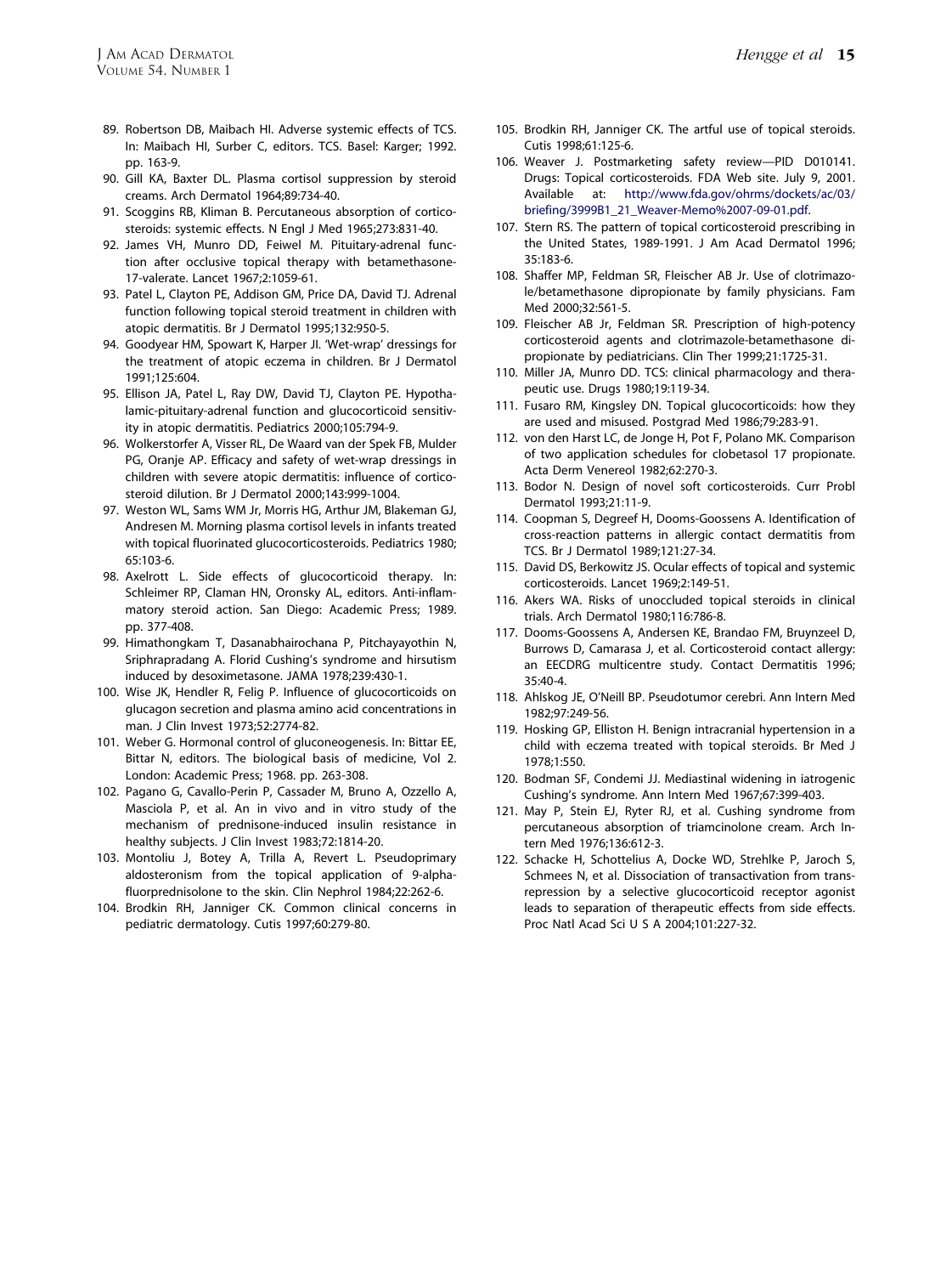89. Robertson DB, Maibach HI. Adverse systemic effects of TCS. In: Maibach HI, Surber C, editors. TCS. Basel: Karger; 1992. pp. 163-9.
90. Gill KA, Baxter DL. Plasma cortisol suppression by steroid creams. Arch Dermatol 1964;89:734-40.
91. Scoggins RB, Kliman B. Percutaneous absorption of corticosteroids: systemic effects. N Engl J Med 1965;273:831-40.
92. James VH, Munro DD, Feiwel M. Pituitary-adrenal function after occlusive topical therapy with betamethasone-17-valerate. Lancet 1967;2:1059-61.
93. Patel L, Clayton PE, Addison GM, Price DA, David TJ. Adrenal function following topical steroid treatment in children with atopic dermatitis. Br J Dermatol 1995;132:950-5.
94. Goodyear HM, Spowart K, Harper JI. 'Wet-wrap' dressings for the treatment of atopic eczema in children. Br J Dermatol 1991;125:604.
95. Ellison JA, Patel L, Ray DW, David TJ, Clayton PE. Hypothalamic-pituitary-adrenal function and glucocorticoid sensitivity in atopic dermatitis. Pediatrics 2000;105:794-9.
96. Wolkerstorfer A, Visser RL, De Waard van der Spek FB, Mulder PG, Oranje AP. Efficacy and safety of wet-wrap dressings in children with severe atopic dermatitis: influence of corticosteroid dilution. Br J Dermatol 2000;143:999-1004.
97. Weston WL, Sams WM Jr, Morris HG, Arthur JM, Blakeman GJ, Andresen M. Morning plasma cortisol levels in infants treated with topical fluorinated glucocorticosteroids. Pediatrics 1980; 65:103-6.
98. Axelrott L. Side effects of glucocorticoid therapy. In: Schleimer RP, Claman HN, Oronsky AL, editors. Anti-inflammatory steroid action. San Diego: Academic Press; 1989. pp. 377-408.
99. Himathongkam T, Dasanabhairochana P, Pitchayayothin N, Sriphrapradang A. Florid Cushing's syndrome and hirsutism induced by desoximetasone. JAMA 1978;239:430-1.
100. Wise JK, Hendler R, Felig P. Influence of glucocorticoids on glucagon secretion and plasma amino acid concentrations in man. J Clin Invest 1973;52:2774-82.
101. Weber G. Hormonal control of gluconeogenesis. In: Bittar EE, Bittar N, editors. The biological basis of medicine, Vol 2. London: Academic Press; 1968. pp. 263-308.
102. Pagano G, Cavallo-Perin P, Cassader M, Bruno A, Ozzello A, Masciola P, et al. An in vivo and in vitro study of the mechanism of prednisone-induced insulin resistance in healthy subjects. J Clin Invest 1983;72:1814-20.
103. Montoliu J, Botey A, Trilla A, Revert L. Pseudoprimary aldosteronism from the topical application of 9-alpha-fluorprednisolone to the skin. Clin Nephrol 1984;22:262-6.
104. Brodkin RH, Janniger CK. Common clinical concerns in pediatric dermatology. Cutis 1997;60:279-80.
105. Brodkin RH, Janniger CK. The artful use of topical steroids. Cutis 1998;61:125-6.
106. Weaver J. Postmarketing safety review—PID D010141. Drugs: Topical corticosteroids. FDA Web site. July 9, 2001. Available at: http://www.fda.gov/ohrms/dockets/ac/03/briefing/3999B1_21_Weaver-Memo%2007-09-01.pdf.
107. Stern RS. The pattern of topical corticosteroid prescribing in the United States, 1989-1991. J Am Acad Dermatol 1996; 35:183-6.
108. Shaffer MP, Feldman SR, Fleischer AB Jr. Use of clotrimazole/betamethasone dipropionate by family physicians. Fam Med 2000;32:561-5.
109. Fleischer AB Jr, Feldman SR. Prescription of high-potency corticosteroid agents and clotrimazole-betamethasone dipropionate by pediatricians. Clin Ther 1999;21:1725-31.
110. Miller JA, Munro DD. TCS: clinical pharmacology and therapeutic use. Drugs 1980;19:119-34.
111. Fusaro RM, Kingsley DN. Topical glucocorticoids: how they are used and misused. Postgrad Med 1986;79:283-91.
112. von den Harst LC, de Jonge H, Pot F, Polano MK. Comparison of two application schedules for clobetasol 17 propionate. Acta Derm Venereol 1982;62:270-3.
113. Bodor N. Design of novel soft corticosteroids. Curr Probl Dermatol 1993;21:11-9.
114. Coopman S, Degreef H, Dooms-Goossens A. Identification of cross-reaction patterns in allergic contact dermatitis from TCS. Br J Dermatol 1989;121:27-34.
115. David DS, Berkowitz JS. Ocular effects of topical and systemic corticosteroids. Lancet 1969;2:149-51.
116. Akers WA. Risks of unoccluded topical steroids in clinical trials. Arch Dermatol 1980;116:786-8.
117. Dooms-Goossens A, Andersen KE, Brandao FM, Bruynzeel D, Burrows D, Camarasa J, et al. Corticosteroid contact allergy: an EECDRG multicentre study. Contact Dermatitis 1996; 35:40-4.
118. Ahlskog JE, O'Neill BP. Pseudotumor cerebri. Ann Intern Med 1982;97:249-56.
119. Hosking GP, Elliston H. Benign intracranial hypertension in a child with eczema treated with topical steroids. Br Med J 1978;1:550.
120. Bodman SF, Condemi JJ. Mediastinal widening in iatrogenic Cushing's syndrome. Ann Intern Med 1967;67:399-403.
121. May P, Stein EJ, Ryter RJ, et al. Cushing syndrome from percutaneous absorption of triamcinolone cream. Arch Intern Med 1976;136:612-3.
122. Schacke H, Schottelius A, Docke WD, Strehlke P, Jaroch S, Schmees N, et al. Dissociation of transactivation from transrepression by a selective glucocorticoid receptor agonist leads to separation of therapeutic effects from side effects. Proc Natl Acad Sci U S A 2004;101:227-32.